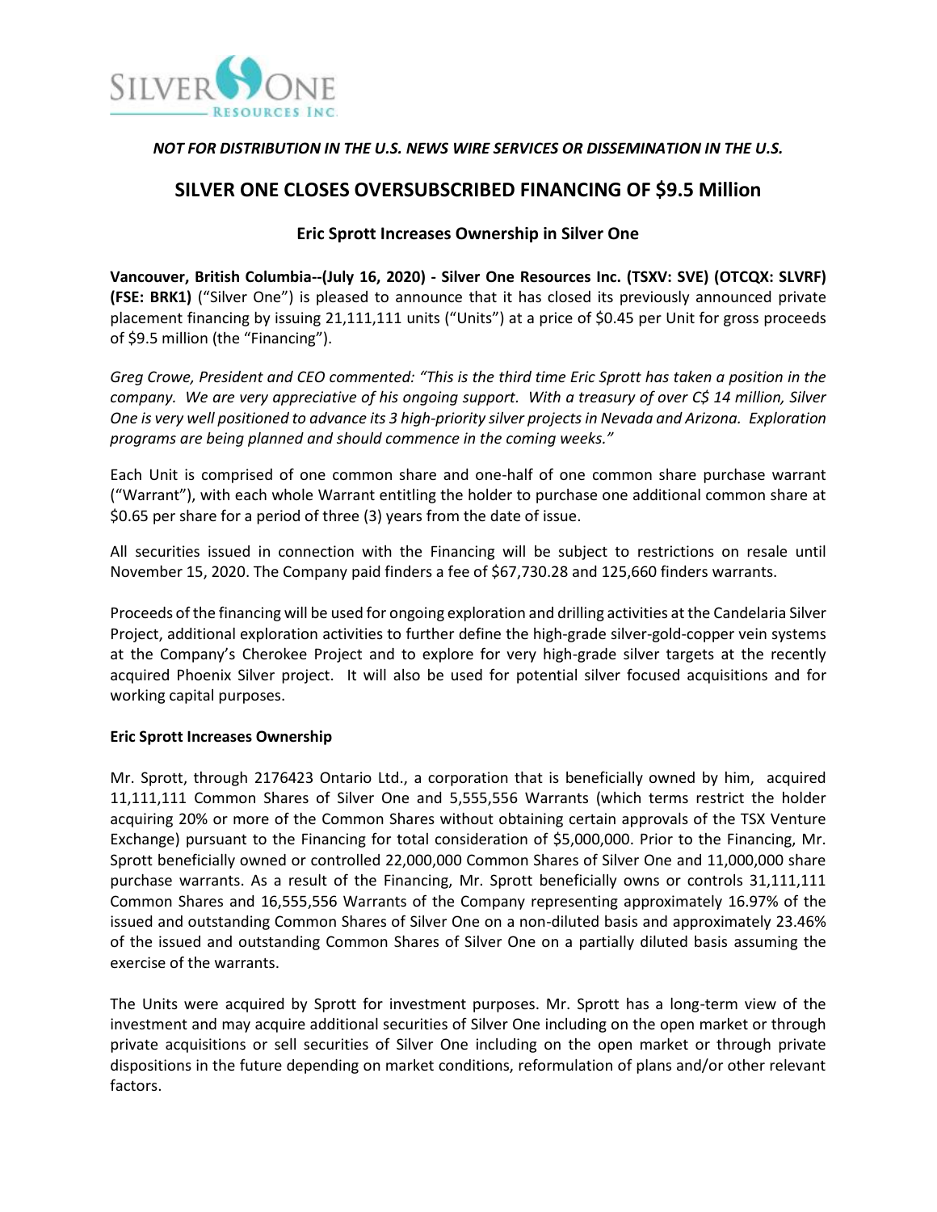*NOT FOR DISTRIBUTION IN THE U.S. NEWS WIRE SERVICES OR DISSEMINATION IN THE U.S.*

# SILVER ONE CLOSES OVERSUBSCRIBED FINANCING OF $9.5 Million

## Eric Sprott Increases Ownership in Silver One

**Vancouver, British Columbia--(July 16, 2020) - Silver One Resources Inc. (TSXV: SVE) (OTCQX: SLVRF) (FSE: BRK1)** ("Silver One") is pleased to announce that it has closed its previously announced private placement financing by issuing 21,111,111 units ("Units") at a price of $0.45 per Unit for gross proceeds of $9.5 million (the "Financing").

*Greg Crowe, President and CEO commented: "This is the third time Eric Sprott has taken a position in the company. We are very appreciative of his ongoing support. With a treasury of over C$ 14 million, Silver One is very well positioned to advance its 3 high-priority silver projects in Nevada and Arizona. Exploration programs are being planned and should commence in the coming weeks."*

Each Unit is comprised of one common share and one-half of one common share purchase warrant ("Warrant"), with each whole Warrant entitling the holder to purchase one additional common share at $0.65 per share for a period of three (3) years from the date of issue.

All securities issued in connection with the Financing will be subject to restrictions on resale until November 15, 2020. The Company paid finders a fee of $67,730.28 and 125,660 finders warrants.

Proceeds of the financing will be used for ongoing exploration and drilling activities at the Candelaria Silver Project, additional exploration activities to further define the high-grade silver-gold-copper vein systems at the Company's Cherokee Project and to explore for very high-grade silver targets at the recently acquired Phoenix Silver project. It will also be used for potential silver focused acquisitions and for working capital purposes.

**Eric Sprott Increases Ownership**

Mr. Sprott, through 2176423 Ontario Ltd., a corporation that is beneficially owned by him, acquired 11,111,111 Common Shares of Silver One and 5,555,556 Warrants (which terms restrict the holder acquiring 20% or more of the Common Shares without obtaining certain approvals of the TSX Venture Exchange) pursuant to the Financing for total consideration of $5,000,000. Prior to the Financing, Mr. Sprott beneficially owned or controlled 22,000,000 Common Shares of Silver One and 11,000,000 share purchase warrants. As a result of the Financing, Mr. Sprott beneficially owns or controls 31,111,111 Common Shares and 16,555,556 Warrants of the Company representing approximately 16.97% of the issued and outstanding Common Shares of Silver One on a non-diluted basis and approximately 23.46% of the issued and outstanding Common Shares of Silver One on a partially diluted basis assuming the exercise of the warrants.

The Units were acquired by Sprott for investment purposes. Mr. Sprott has a long-term view of the investment and may acquire additional securities of Silver One including on the open market or through private acquisitions or sell securities of Silver One including on the open market or through private dispositions in the future depending on market conditions, reformulation of plans and/or other relevant factors.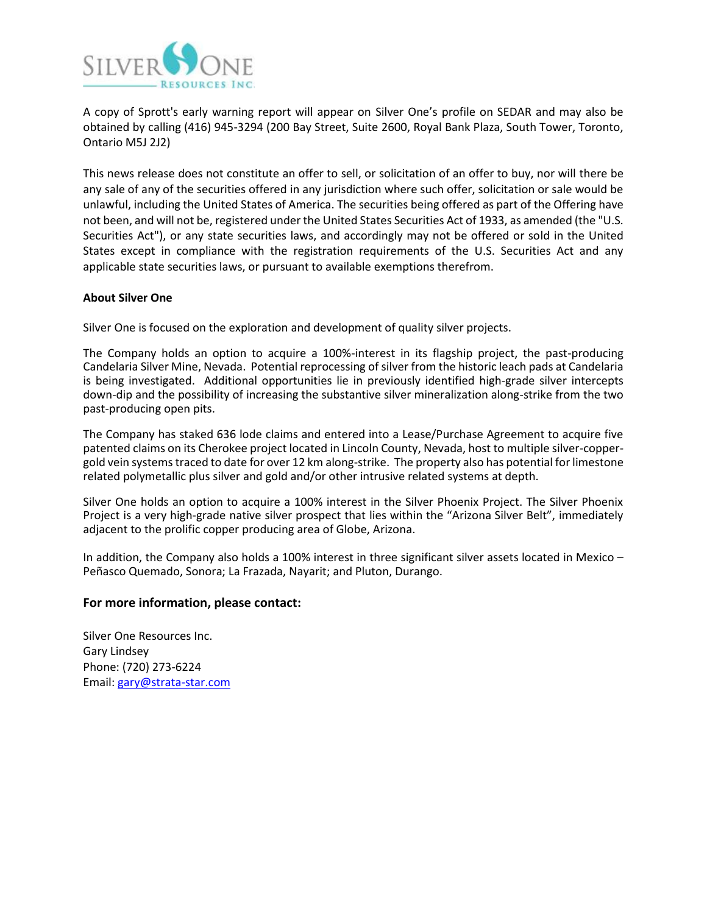A copy of Sprott's early warning report will appear on Silver One's profile on SEDAR and may also be obtained by calling (416) 945-3294 (200 Bay Street, Suite 2600, Royal Bank Plaza, South Tower, Toronto, Ontario M5J 2J2)

This news release does not constitute an offer to sell, or solicitation of an offer to buy, nor will there be any sale of any of the securities offered in any jurisdiction where such offer, solicitation or sale would be unlawful, including the United States of America. The securities being offered as part of the Offering have not been, and will not be, registered under the United States Securities Act of 1933, as amended (the "U.S. Securities Act"), or any state securities laws, and accordingly may not be offered or sold in the United States except in compliance with the registration requirements of the U.S. Securities Act and any applicable state securities laws, or pursuant to available exemptions therefrom.

**About Silver One**

Silver One is focused on the exploration and development of quality silver projects.

The Company holds an option to acquire a 100%-interest in its flagship project, the past-producing Candelaria Silver Mine, Nevada. Potential reprocessing of silver from the historic leach pads at Candelaria is being investigated. Additional opportunities lie in previously identified high-grade silver intercepts down-dip and the possibility of increasing the substantive silver mineralization along-strike from the two past-producing open pits.

The Company has staked 636 lode claims and entered into a Lease/Purchase Agreement to acquire five patented claims on its Cherokee project located in Lincoln County, Nevada, host to multiple silver-copper-gold vein systems traced to date for over 12 km along-strike. The property also has potential for limestone related polymetallic plus silver and gold and/or other intrusive related systems at depth.

Silver One holds an option to acquire a 100% interest in the Silver Phoenix Project. The Silver Phoenix Project is a very high-grade native silver prospect that lies within the "Arizona Silver Belt", immediately adjacent to the prolific copper producing area of Globe, Arizona.

In addition, the Company also holds a 100% interest in three significant silver assets located in Mexico – Peñasco Quemado, Sonora; La Frazada, Nayarit; and Pluton, Durango.

### For more information, please contact:

Silver One Resources Inc.
Gary Lindsey
Phone: (720) 273-6224
Email: gary@strata-star.com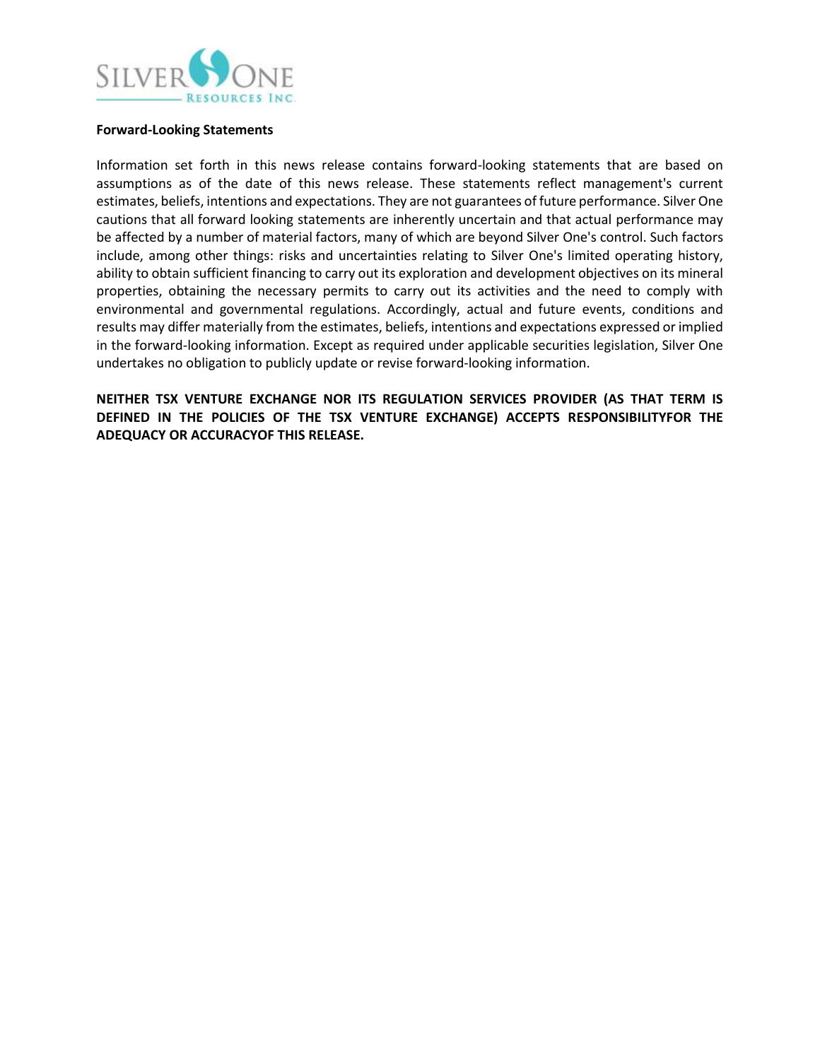**Forward-Looking Statements**

Information set forth in this news release contains forward-looking statements that are based on assumptions as of the date of this news release. These statements reflect management's current estimates, beliefs, intentions and expectations. They are not guarantees of future performance. Silver One cautions that all forward looking statements are inherently uncertain and that actual performance may be affected by a number of material factors, many of which are beyond Silver One's control. Such factors include, among other things: risks and uncertainties relating to Silver One's limited operating history, ability to obtain sufficient financing to carry out its exploration and development objectives on its mineral properties, obtaining the necessary permits to carry out its activities and the need to comply with environmental and governmental regulations. Accordingly, actual and future events, conditions and results may differ materially from the estimates, beliefs, intentions and expectations expressed or implied in the forward-looking information. Except as required under applicable securities legislation, Silver One undertakes no obligation to publicly update or revise forward-looking information.

**NEITHER TSX VENTURE EXCHANGE NOR ITS REGULATION SERVICES PROVIDER (AS THAT TERM IS DEFINED IN THE POLICIES OF THE TSX VENTURE EXCHANGE) ACCEPTS RESPONSIBILITYFOR THE ADEQUACY OR ACCURACYOF THIS RELEASE.**